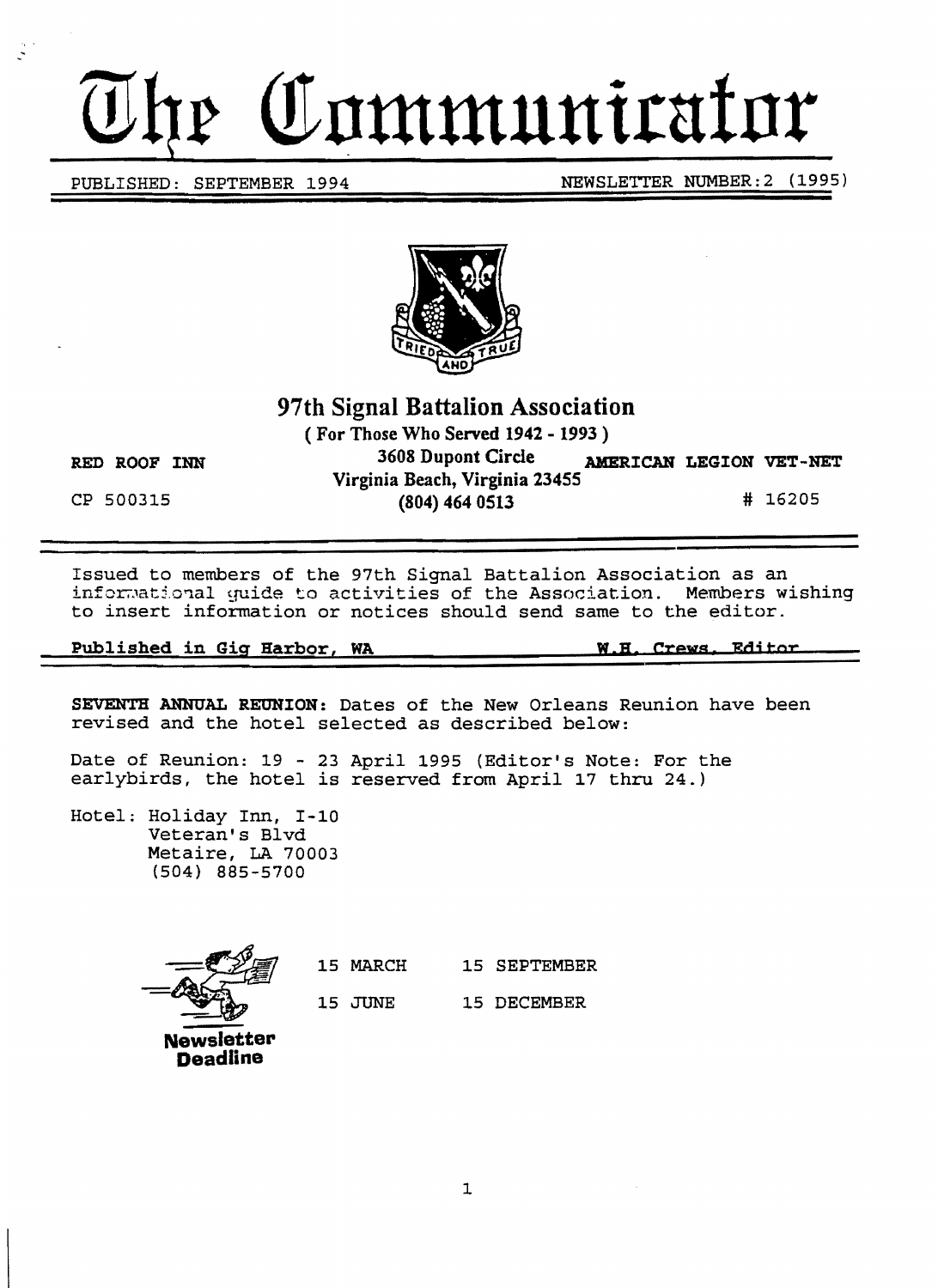# The Communicator

PUBLISHED: SEPTEMBER 1994 NEWSLETTER NUMBER:2 (1995)

TRIED AND TRUE

## 97th Signal Battalion Association

**( For Those Who Served 1942 - 1993 )**

RED ROOF INN
CP 500315

**3608 Dupont Circle**
**Virginia Beach, Virginia 23455**
**(804) 464 0513**

**AMERICAN LEGION VET-NET**
# 16205

---

Issued to members of the 97th Signal Battalion Association as an informational guide to activities of the Association. Members wishing to insert information or notices should send same to the editor.

**Published in Gig Harbor, WA** **W.H. Crews, Editor**

---

**SEVENTH ANNUAL REUNION:** Dates of the New Orleans Reunion have been revised and the hotel selected as described below:

Date of Reunion: 19 - 23 April 1995 (Editor's Note: For the earlybirds, the hotel is reserved from April 17 thru 24.)

Hotel: Holiday Inn, I-10
Veteran's Blvd
Metaire, LA 70003
(504) 885-5700

**Newsletter Deadline**

| | |
|---|---|
| 15 MARCH | 15 SEPTEMBER |
| 15 JUNE | 15 DECEMBER |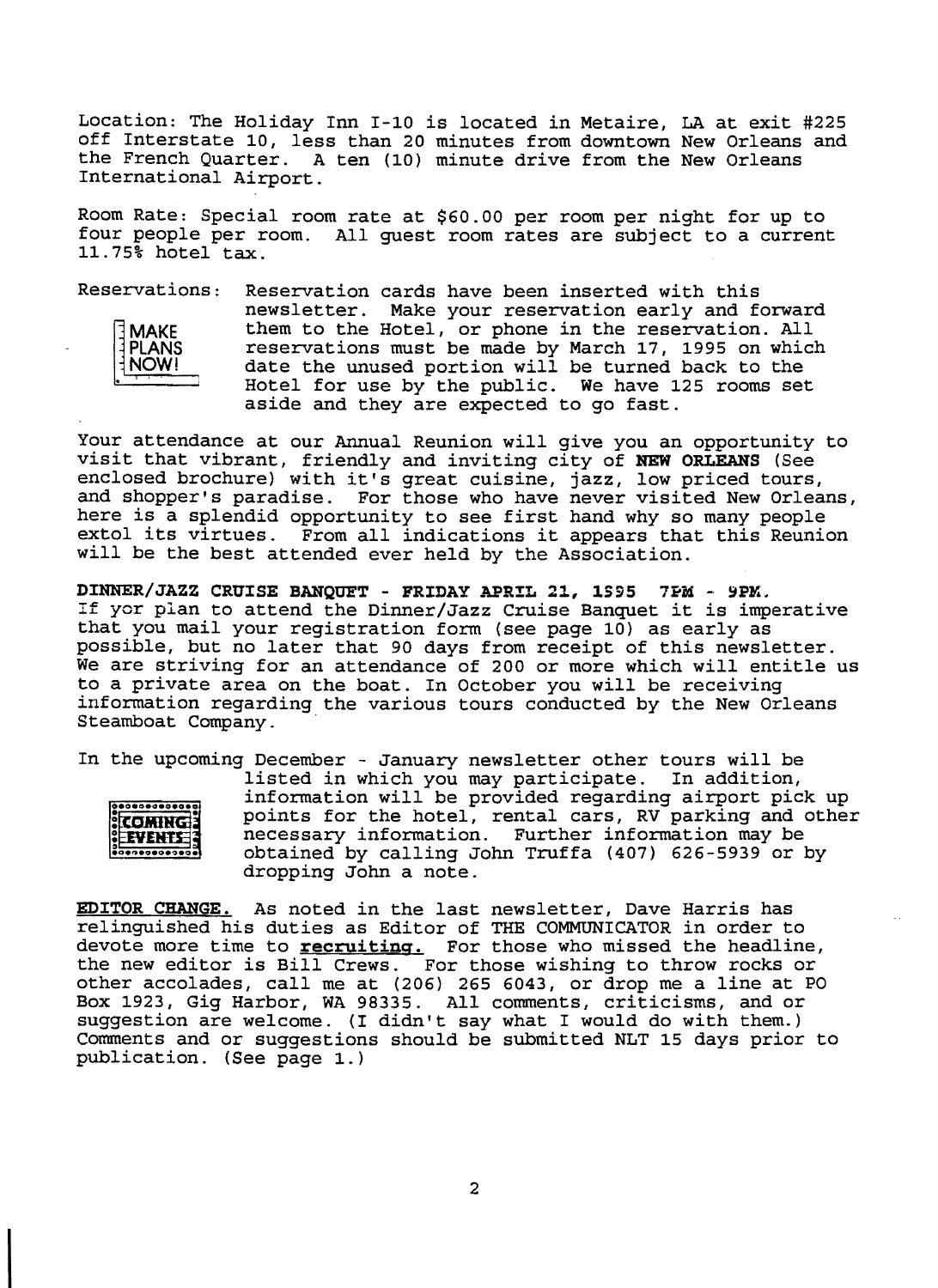Location: The Holiday Inn I-10 is located in Metaire, LA at exit #225 off Interstate 10, less than 20 minutes from downtown New Orleans and the French Quarter. A ten (10) minute drive from the New Orleans International Airport.

Room Rate: Special room rate at $60.00 per room per night for up to four people per room. All guest room rates are subject to a current 11.75% hotel tax.

Reservations: Reservation cards have been inserted with this newsletter. Make your reservation early and forward them to the Hotel, or phone in the reservation. All reservations must be made by March 17, 1995 on which date the unused portion will be turned back to the Hotel for use by the public. We have 125 rooms set aside and they are expected to go fast.

MAKE PLANS NOW!

Your attendance at our Annual Reunion will give you an opportunity to visit that vibrant, friendly and inviting city of **NEW ORLEANS** (See enclosed brochure) with it's great cuisine, jazz, low priced tours, and shopper's paradise. For those who have never visited New Orleans, here is a splendid opportunity to see first hand why so many people extol its virtues. From all indications it appears that this Reunion will be the best attended ever held by the Association.

**DINNER/JAZZ CRUISE BANQUET - FRIDAY APRIL 21, 1995 7PM - 9PM.**
If yor plan to attend the Dinner/Jazz Cruise Banquet it is imperative that you mail your registration form (see page 10) as early as possible, but no later that 90 days from receipt of this newsletter. We are striving for an attendance of 200 or more which will entitle us to a private area on the boat. In October you will be receiving information regarding the various tours conducted by the New Orleans Steamboat Company.

COMING EVENTS

In the upcoming December - January newsletter other tours will be listed in which you may participate. In addition, information will be provided regarding airport pick up points for the hotel, rental cars, RV parking and other necessary information. Further information may be obtained by calling John Truffa (407) 626-5939 or by dropping John a note.

**EDITOR CHANGE.** As noted in the last newsletter, Dave Harris has relinquished his duties as Editor of THE COMMUNICATOR in order to devote more time to **recruiting.** For those who missed the headline, the new editor is Bill Crews. For those wishing to throw rocks or other accolades, call me at (206) 265 6043, or drop me a line at PO Box 1923, Gig Harbor, WA 98335. All comments, criticisms, and or suggestion are welcome. (I didn't say what I would do with them.) Comments and or suggestions should be submitted NLT 15 days prior to publication. (See page 1.)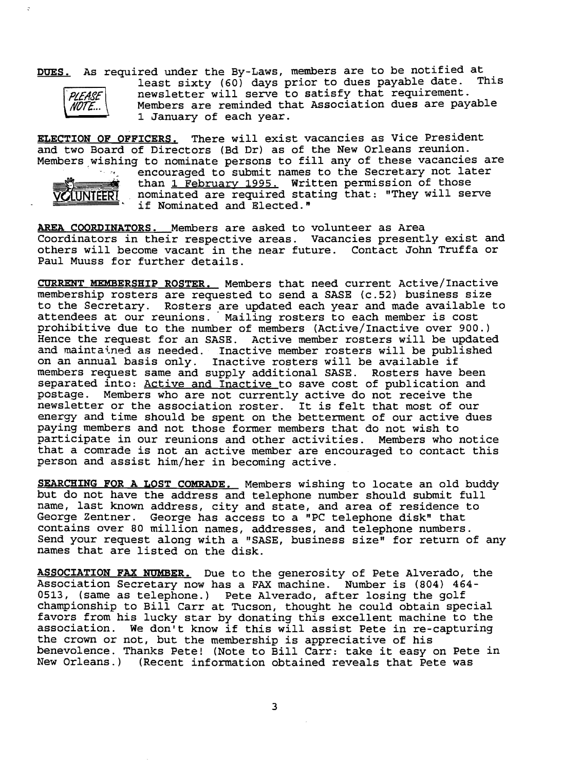**DUES.** As required under the By-Laws, members are to be notified at least sixty (60) days prior to dues payable date. This newsletter will serve to satisfy that requirement. Members are reminded that Association dues are payable 1 January of each year.

PLEASE NOTE...

**ELECTION OF OFFICERS.** There will exist vacancies as Vice President and two Board of Directors (Bd Dr) as of the New Orleans reunion. Members wishing to nominate persons to fill any of these vacancies are encouraged to submit names to the Secretary not later than 1 February 1995. Written permission of those nominated are required stating that: "They will serve if Nominated and Elected."

VOLUNTEER!

**AREA COORDINATORS.** Members are asked to volunteer as Area Coordinators in their respective areas. Vacancies presently exist and others will become vacant in the near future. Contact John Truffa or Paul Muuss for further details.

**CURRENT MEMBERSHIP ROSTER.** Members that need current Active/Inactive membership rosters are requested to send a SASE (c.52) business size to the Secretary. Rosters are updated each year and made available to attendees at our reunions. Mailing rosters to each member is cost prohibitive due to the number of members (Active/Inactive over 900.) Hence the request for an SASE. Active member rosters will be updated and maintained as needed. Inactive member rosters will be published on an annual basis only. Inactive rosters will be available if members request same and supply additional SASE. Rosters have been separated into: Active and Inactive to save cost of publication and postage. Members who are not currently active do not receive the newsletter or the association roster. It is felt that most of our energy and time should be spent on the betterment of our active dues paying members and not those former members that do not wish to participate in our reunions and other activities. Members who notice that a comrade is not an active member are encouraged to contact this person and assist him/her in becoming active.

**SEARCHING FOR A LOST COMRADE.** Members wishing to locate an old buddy but do not have the address and telephone number should submit full name, last known address, city and state, and area of residence to George Zentner. George has access to a "PC telephone disk" that contains over 80 million names, addresses, and telephone numbers. Send your request along with a "SASE, business size" for return of any names that are listed on the disk.

**ASSOCIATION FAX NUMBER.** Due to the generosity of Pete Alverado, the Association Secretary now has a FAX machine. Number is (804) 464-0513, (same as telephone.) Pete Alverado, after losing the golf championship to Bill Carr at Tucson, thought he could obtain special favors from his lucky star by donating this excellent machine to the association. We don't know if this will assist Pete in re-capturing the crown or not, but the membership is appreciative of his benevolence. Thanks Pete! (Note to Bill Carr: take it easy on Pete in New Orleans.) (Recent information obtained reveals that Pete was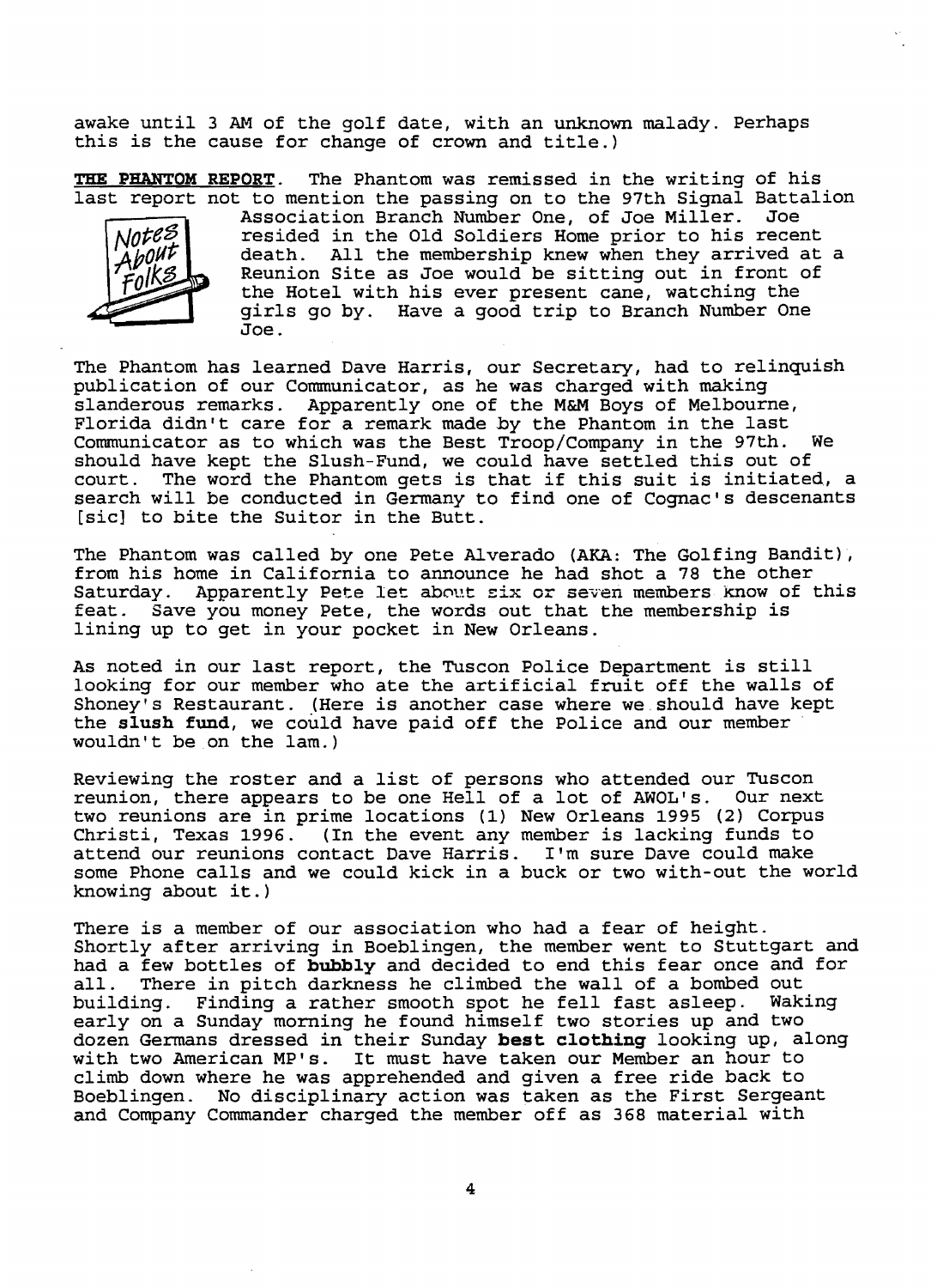awake until 3 AM of the golf date, with an unknown malady. Perhaps this is the cause for change of crown and title.)

**THE PHANTOM REPORT**. The Phantom was remissed in the writing of his last report not to mention the passing on to the 97th Signal Battalion Association Branch Number One, of Joe Miller. Joe resided in the Old Soldiers Home prior to his recent death. All the membership knew when they arrived at a Reunion Site as Joe would be sitting out in front of the Hotel with his ever present cane, watching the girls go by. Have a good trip to Branch Number One Joe.

The Phantom has learned Dave Harris, our Secretary, had to relinquish publication of our Communicator, as he was charged with making slanderous remarks. Apparently one of the M&M Boys of Melbourne, Florida didn't care for a remark made by the Phantom in the last Communicator as to which was the Best Troop/Company in the 97th. We should have kept the Slush-Fund, we could have settled this out of court. The word the Phantom gets is that if this suit is initiated, a search will be conducted in Germany to find one of Cognac's descenants [sic] to bite the Suitor in the Butt.

The Phantom was called by one Pete Alverado (AKA: The Golfing Bandit), from his home in California to announce he had shot a 78 the other Saturday. Apparently Pete let about six or seven members know of this feat. Save you money Pete, the words out that the membership is lining up to get in your pocket in New Orleans.

As noted in our last report, the Tuscon Police Department is still looking for our member who ate the artificial fruit off the walls of Shoney's Restaurant. (Here is another case where we should have kept the **slush fund**, we could have paid off the Police and our member wouldn't be on the lam.)

Reviewing the roster and a list of persons who attended our Tuscon reunion, there appears to be one Hell of a lot of AWOL's. Our next two reunions are in prime locations (1) New Orleans 1995 (2) Corpus Christi, Texas 1996. (In the event any member is lacking funds to attend our reunions contact Dave Harris. I'm sure Dave could make some Phone calls and we could kick in a buck or two with-out the world knowing about it.)

There is a member of our association who had a fear of height. Shortly after arriving in Boeblingen, the member went to Stuttgart and had a few bottles of **bubbly** and decided to end this fear once and for all. There in pitch darkness he climbed the wall of a bombed out building. Finding a rather smooth spot he fell fast asleep. Waking early on a Sunday morning he found himself two stories up and two dozen Germans dressed in their Sunday **best clothing** looking up, along with two American MP's. It must have taken our Member an hour to climb down where he was apprehended and given a free ride back to Boeblingen. No disciplinary action was taken as the First Sergeant and Company Commander charged the member off as 368 material with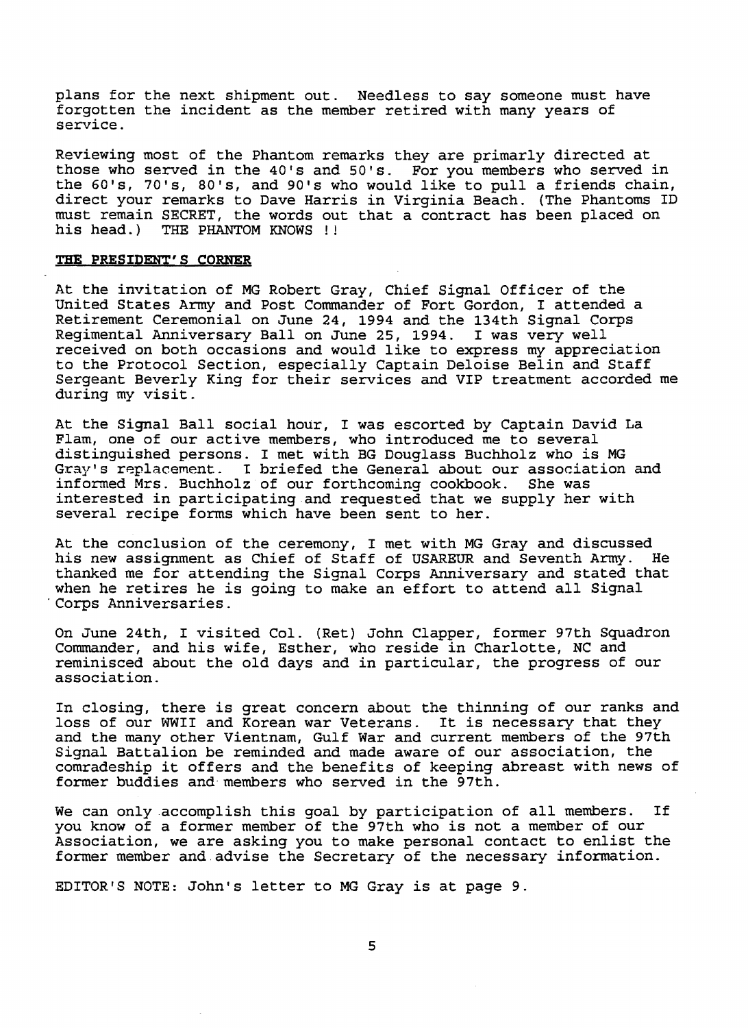plans for the next shipment out. Needless to say someone must have forgotten the incident as the member retired with many years of service.

Reviewing most of the Phantom remarks they are primarly directed at those who served in the 40's and 50's. For you members who served in the 60's, 70's, 80's, and 90's who would like to pull a friends chain, direct your remarks to Dave Harris in Virginia Beach. (The Phantoms ID must remain SECRET, the words out that a contract has been placed on his head.) THE PHANTOM KNOWS !!

## THE PRESIDENT'S CORNER

At the invitation of MG Robert Gray, Chief Signal Officer of the United States Army and Post Commander of Fort Gordon, I attended a Retirement Ceremonial on June 24, 1994 and the 134th Signal Corps Regimental Anniversary Ball on June 25, 1994. I was very well received on both occasions and would like to express my appreciation to the Protocol Section, especially Captain Deloise Belin and Staff Sergeant Beverly King for their services and VIP treatment accorded me during my visit.

At the Signal Ball social hour, I was escorted by Captain David La Flam, one of our active members, who introduced me to several distinguished persons. I met with BG Douglass Buchholz who is MG Gray's replacement. I briefed the General about our association and informed Mrs. Buchholz of our forthcoming cookbook. She was interested in participating and requested that we supply her with several recipe forms which have been sent to her.

At the conclusion of the ceremony, I met with MG Gray and discussed his new assignment as Chief of Staff of USAREUR and Seventh Army. He thanked me for attending the Signal Corps Anniversary and stated that when he retires he is going to make an effort to attend all Signal Corps Anniversaries.

On June 24th, I visited Col. (Ret) John Clapper, former 97th Squadron Commander, and his wife, Esther, who reside in Charlotte, NC and reminisced about the old days and in particular, the progress of our association.

In closing, there is great concern about the thinning of our ranks and loss of our WWII and Korean war Veterans. It is necessary that they and the many other Vientnam, Gulf War and current members of the 97th Signal Battalion be reminded and made aware of our association, the comradeship it offers and the benefits of keeping abreast with news of former buddies and members who served in the 97th.

We can only accomplish this goal by participation of all members. If you know of a former member of the 97th who is not a member of our Association, we are asking you to make personal contact to enlist the former member and advise the Secretary of the necessary information.

EDITOR'S NOTE: John's letter to MG Gray is at page 9.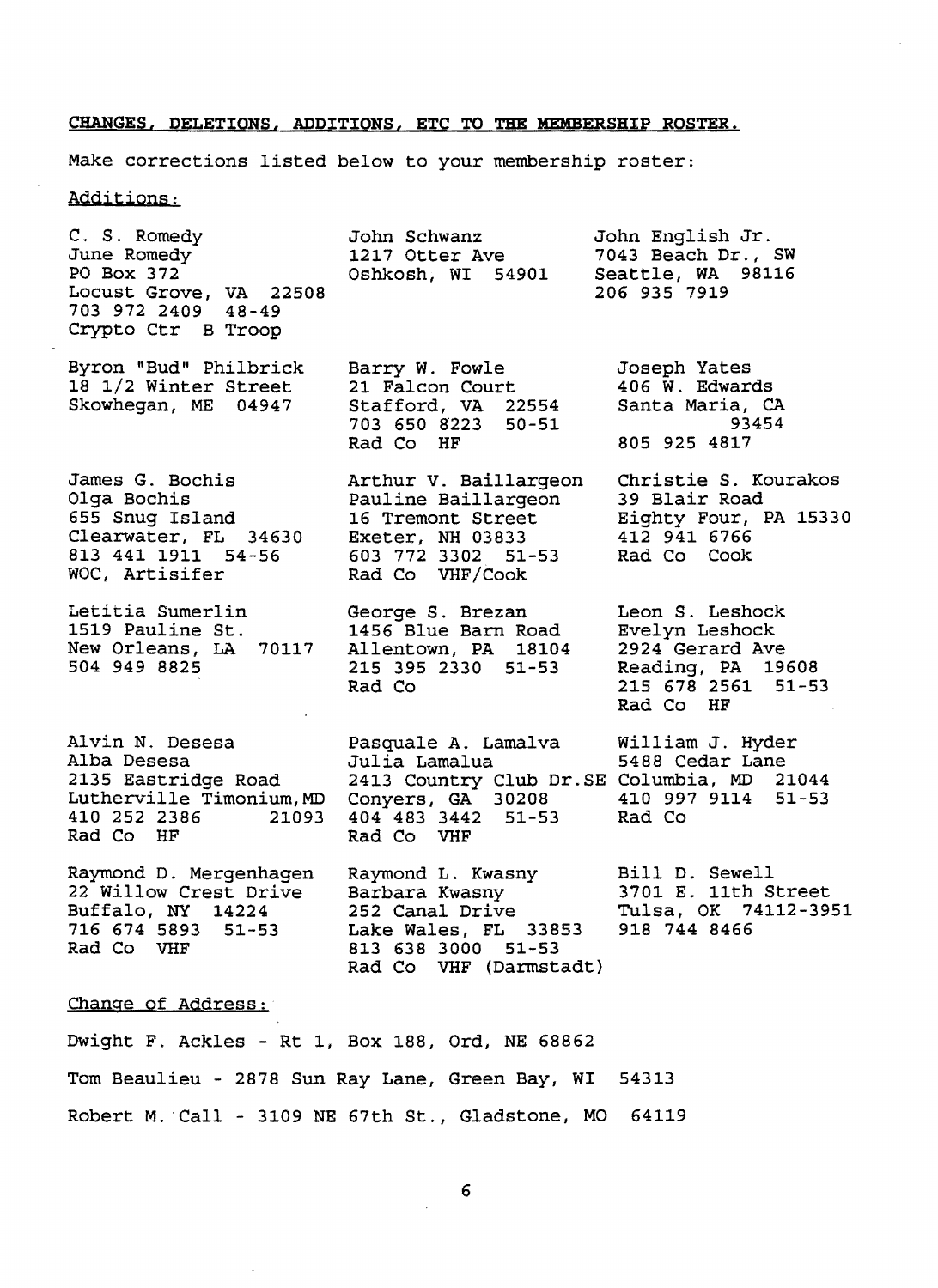**CHANGES, DELETIONS, ADDITIONS, ETC TO THE MEMBERSHIP ROSTER.**

Make corrections listed below to your membership roster:

Additions:

C. S. Romedy
June Romedy
PO Box 372
Locust Grove, VA 22508
703 972 2409 48-49
Crypto Ctr B Troop

John Schwanz
1217 Otter Ave
Oshkosh, WI 54901

John English Jr.
7043 Beach Dr., SW
Seattle, WA 98116
206 935 7919

Byron "Bud" Philbrick
18 1/2 Winter Street
Skowhegan, ME 04947

Barry W. Fowle
21 Falcon Court
Stafford, VA 22554
703 650 8223 50-51
Rad Co HF

Joseph Yates
406 W. Edwards
Santa Maria, CA 93454
805 925 4817

James G. Bochis
Olga Bochis
655 Snug Island
Clearwater, FL 34630
813 441 1911 54-56
WOC, Artisifer

Arthur V. Baillargeon
Pauline Baillargeon
16 Tremont Street
Exeter, NH 03833
603 772 3302 51-53
Rad Co VHF/Cook

Christie S. Kourakos
39 Blair Road
Eighty Four, PA 15330
412 941 6766
Rad Co Cook

Letitia Sumerlin
1519 Pauline St.
New Orleans, LA 70117
504 949 8825

George S. Brezan
1456 Blue Barn Road
Allentown, PA 18104
215 395 2330 51-53
Rad Co

Leon S. Leshock
Evelyn Leshock
2924 Gerard Ave
Reading, PA 19608
215 678 2561 51-53
Rad Co HF

Alvin N. Desesa
Alba Desesa
2135 Eastridge Road
Lutherville Timonium, MD 21093
410 252 2386
Rad Co HF

Pasquale A. Lamalva
Julia Lamalua
2413 Country Club Dr. SE
Conyers, GA 30208
404 483 3442 51-53
Rad Co VHF

William J. Hyder
5488 Cedar Lane
Columbia, MD 21044
410 997 9114 51-53
Rad Co

Raymond D. Mergenhagen
22 Willow Crest Drive
Buffalo, NY 14224
716 674 5893 51-53
Rad Co VHF

Raymond L. Kwasny
Barbara Kwasny
252 Canal Drive
Lake Wales, FL 33853
813 638 3000 51-53
Rad Co VHF (Darmstadt)

Bill D. Sewell
3701 E. 11th Street
Tulsa, OK 74112-3951
918 744 8466

Change of Address:

Dwight F. Ackles - Rt 1, Box 188, Ord, NE 68862

Tom Beaulieu - 2878 Sun Ray Lane, Green Bay, WI 54313

Robert M. Call - 3109 NE 67th St., Gladstone, MO 64119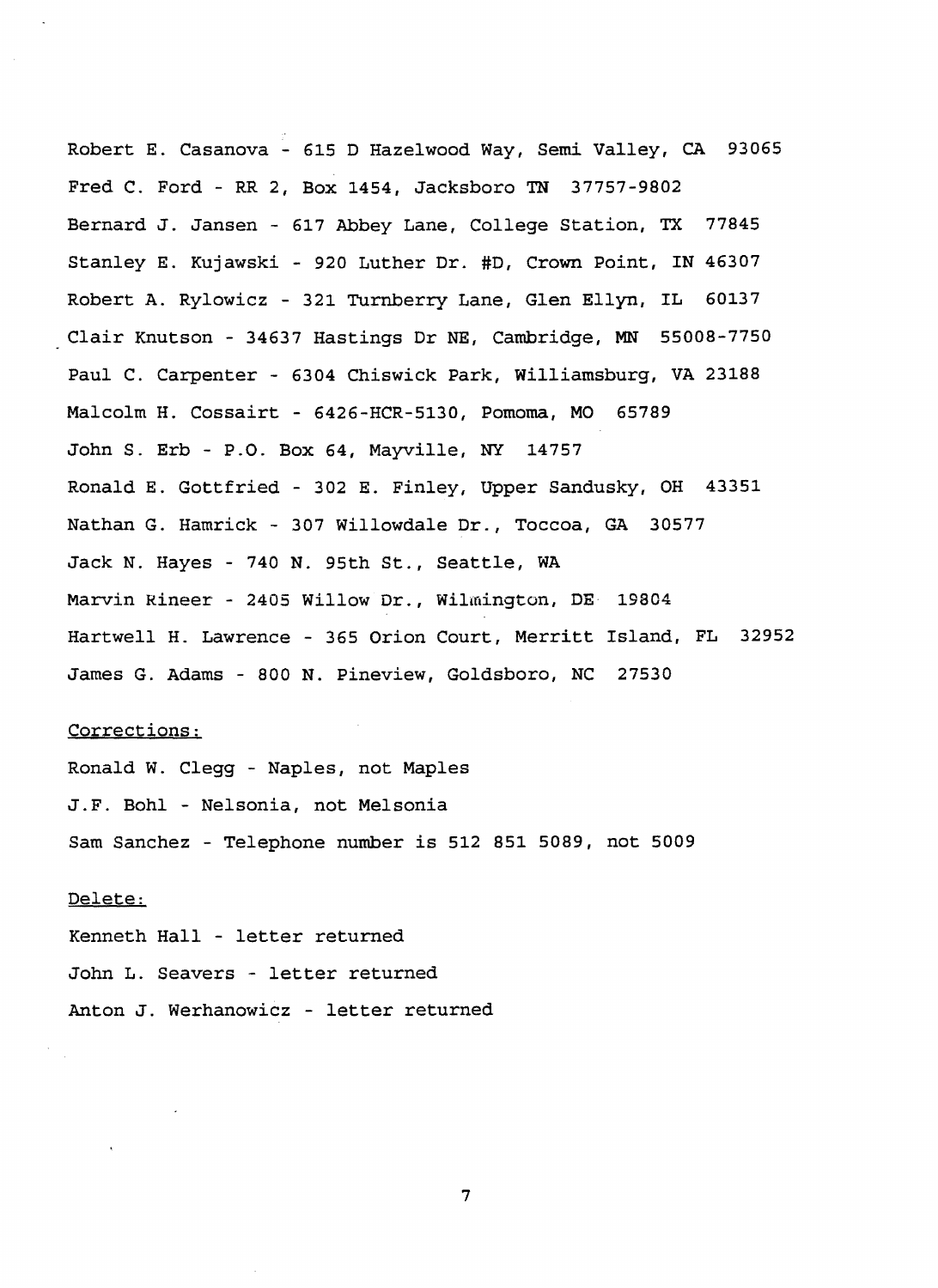Robert E. Casanova - 615 D Hazelwood Way, Semi Valley, CA 93065

Fred C. Ford - RR 2, Box 1454, Jacksboro TN 37757-9802

Bernard J. Jansen - 617 Abbey Lane, College Station, TX 77845

Stanley E. Kujawski - 920 Luther Dr. #D, Crown Point, IN 46307

Robert A. Rylowicz - 321 Turnberry Lane, Glen Ellyn, IL 60137

Clair Knutson - 34637 Hastings Dr NE, Cambridge, MN 55008-7750

Paul C. Carpenter - 6304 Chiswick Park, Williamsburg, VA 23188

Malcolm H. Cossairt - 6426-HCR-5130, Pomoma, MO 65789

John S. Erb - P.O. Box 64, Mayville, NY 14757

Ronald E. Gottfried - 302 E. Finley, Upper Sandusky, OH 43351

Nathan G. Hamrick - 307 Willowdale Dr., Toccoa, GA 30577

Jack N. Hayes - 740 N. 95th St., Seattle, WA

Marvin Rineer - 2405 Willow Dr., Wilmington, DE 19804

Hartwell H. Lawrence - 365 Orion Court, Merritt Island, FL 32952

James G. Adams - 800 N. Pineview, Goldsboro, NC 27530

Corrections:

Ronald W. Clegg - Naples, not Maples

J.F. Bohl - Nelsonia, not Melsonia

Sam Sanchez - Telephone number is 512 851 5089, not 5009

Delete:

Kenneth Hall - letter returned

John L. Seavers - letter returned

Anton J. Werhanowicz - letter returned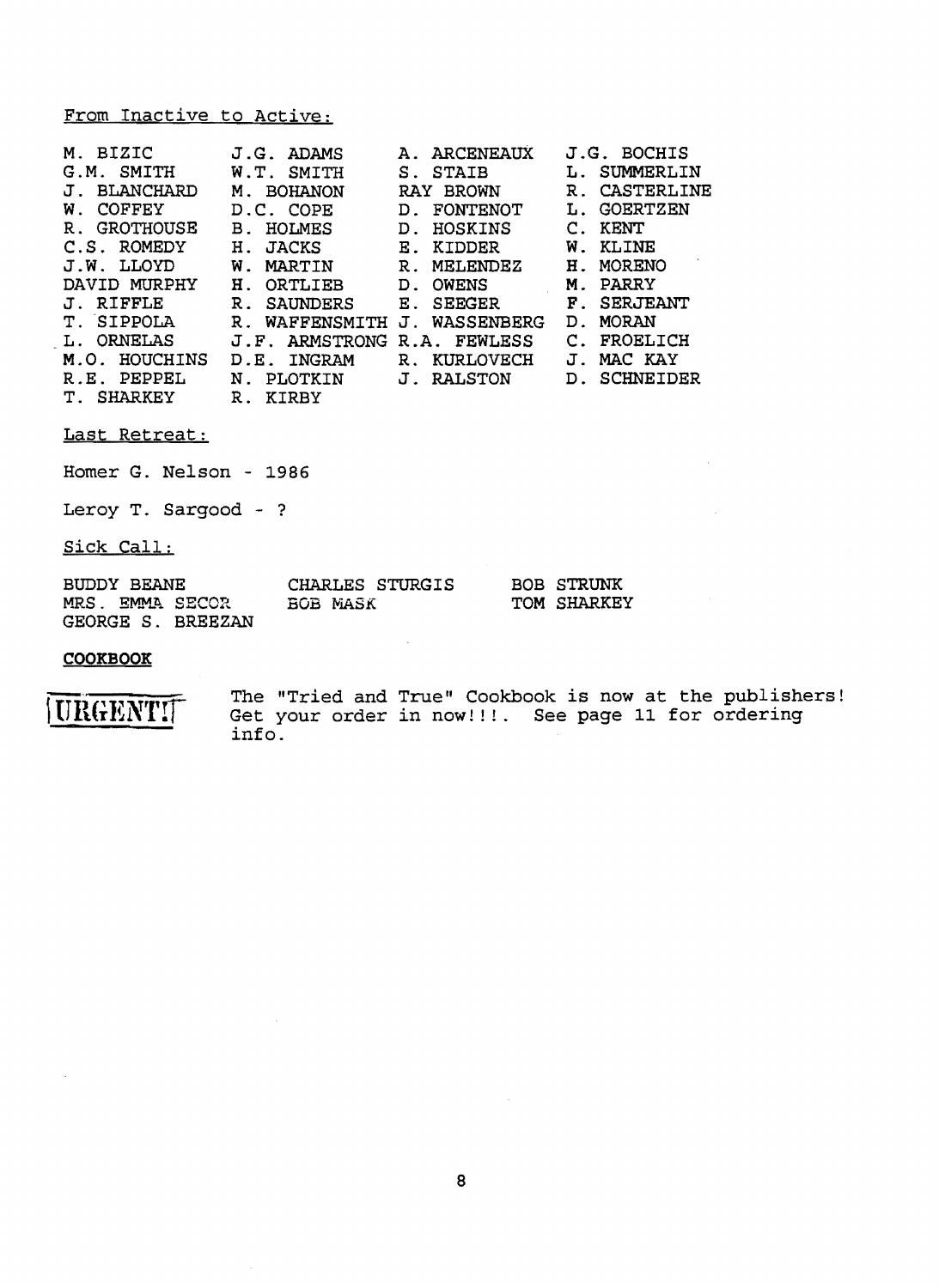From Inactive to Active:

| | | | |
|---|---|---|---|
| M. BIZIC | J.G. ADAMS | A. ARCENEAUX | J.G. BOCHIS |
| G.M. SMITH | W.T. SMITH | S. STAIB | L. SUMMERLIN |
| J. BLANCHARD | M. BOHANON | RAY BROWN | R. CASTERLINE |
| W. COFFEY | D.C. COPE | D. FONTENOT | L. GOERTZEN |
| R. GROTHOUSE | B. HOLMES | D. HOSKINS | C. KENT |
| C.S. ROMEDY | H. JACKS | E. KIDDER | W. KLINE |
| J.W. LLOYD | W. MARTIN | R. MELENDEZ | H. MORENO |
| DAVID MURPHY | H. ORTLIEB | D. OWENS | M. PARRY |
| J. RIFFLE | R. SAUNDERS | E. SEEGER | F. SERJEANT |
| T. SIPPOLA | R. WAFFENSMITH | J. WASSENBERG | D. MORAN |
| L. ORNELAS | J.F. ARMSTRONG | R.A. FEWLESS | C. FROELICH |
| M.O. HOUCHINS | D.E. INGRAM | R. KURLOVECH | J. MAC KAY |
| R.E. PEPPEL | N. PLOTKIN | J. RALSTON | D. SCHNEIDER |
| T. SHARKEY | R. KIRBY | | |

Last Retreat:

Homer G. Nelson - 1986

Leroy T. Sargood - ?

Sick Call:

| | | |
|---|---|---|
| BUDDY BEANE | CHARLES STURGIS | BOB STRUNK |
| MRS. EMMA SECOR | BOB MASK | TOM SHARKEY |
| GEORGE S. BREEZAN | | |

**COOKBOOK**

URGENT!!

The "Tried and True" Cookbook is now at the publishers! Get your order in now!!!. See page 11 for ordering info.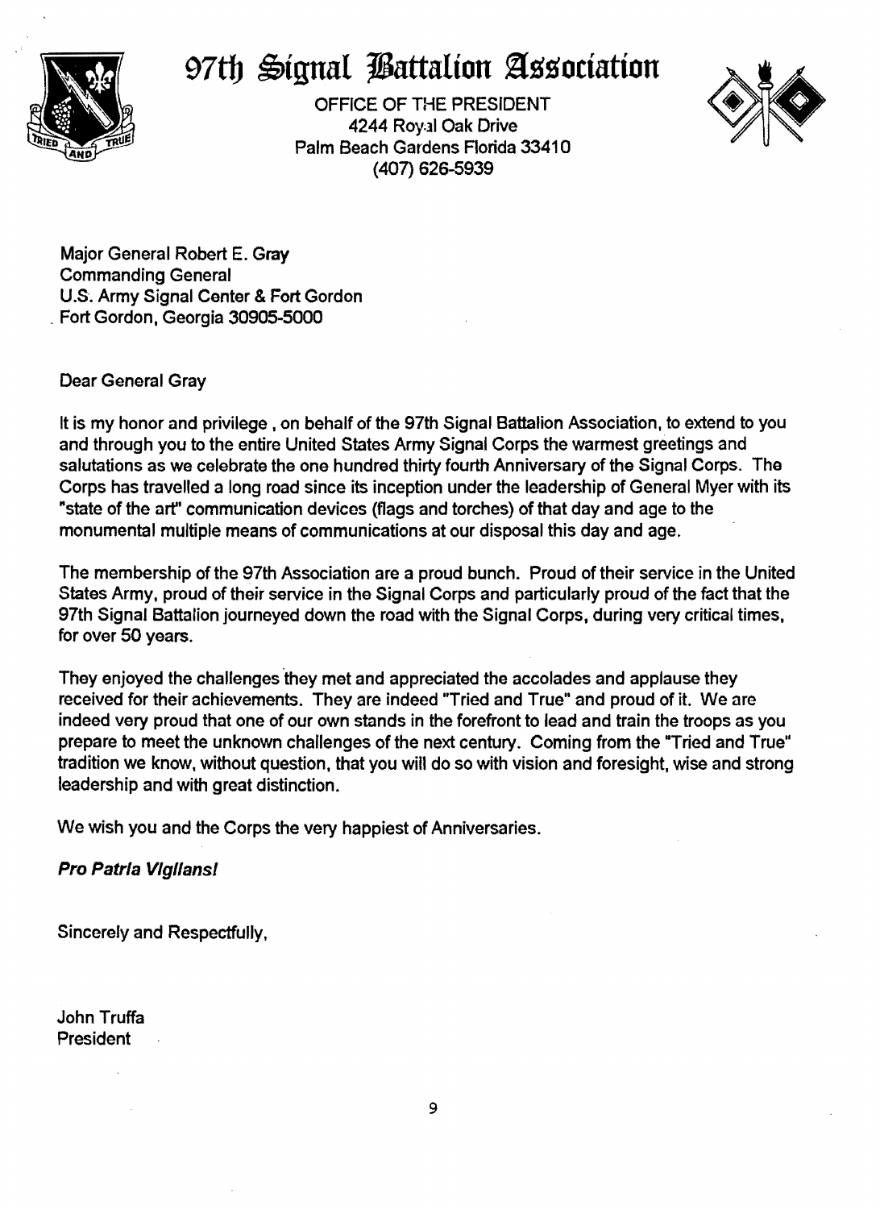# 97th Signal Battalion Association

OFFICE OF THE PRESIDENT
4244 Royal Oak Drive
Palm Beach Gardens Florida 33410
(407) 626-5939

Major General Robert E. Gray
Commanding General
U.S. Army Signal Center & Fort Gordon
Fort Gordon, Georgia 30905-5000

Dear General Gray

It is my honor and privilege , on behalf of the 97th Signal Battalion Association, to extend to you and through you to the entire United States Army Signal Corps the warmest greetings and salutations as we celebrate the one hundred thirty fourth Anniversary of the Signal Corps. The Corps has travelled a long road since its inception under the leadership of General Myer with its "state of the art" communication devices (flags and torches) of that day and age to the monumental multiple means of communications at our disposal this day and age.

The membership of the 97th Association are a proud bunch. Proud of their service in the United States Army, proud of their service in the Signal Corps and particularly proud of the fact that the 97th Signal Battalion journeyed down the road with the Signal Corps, during very critical times, for over 50 years.

They enjoyed the challenges they met and appreciated the accolades and applause they received for their achievements. They are indeed "Tried and True" and proud of it. We are indeed very proud that one of our own stands in the forefront to lead and train the troops as you prepare to meet the unknown challenges of the next century. Coming from the "Tried and True" tradition we know, without question, that you will do so with vision and foresight, wise and strong leadership and with great distinction.

We wish you and the Corps the very happiest of Anniversaries.

***Pro Patria Vigilans!***

Sincerely and Respectfully,

John Truffa
President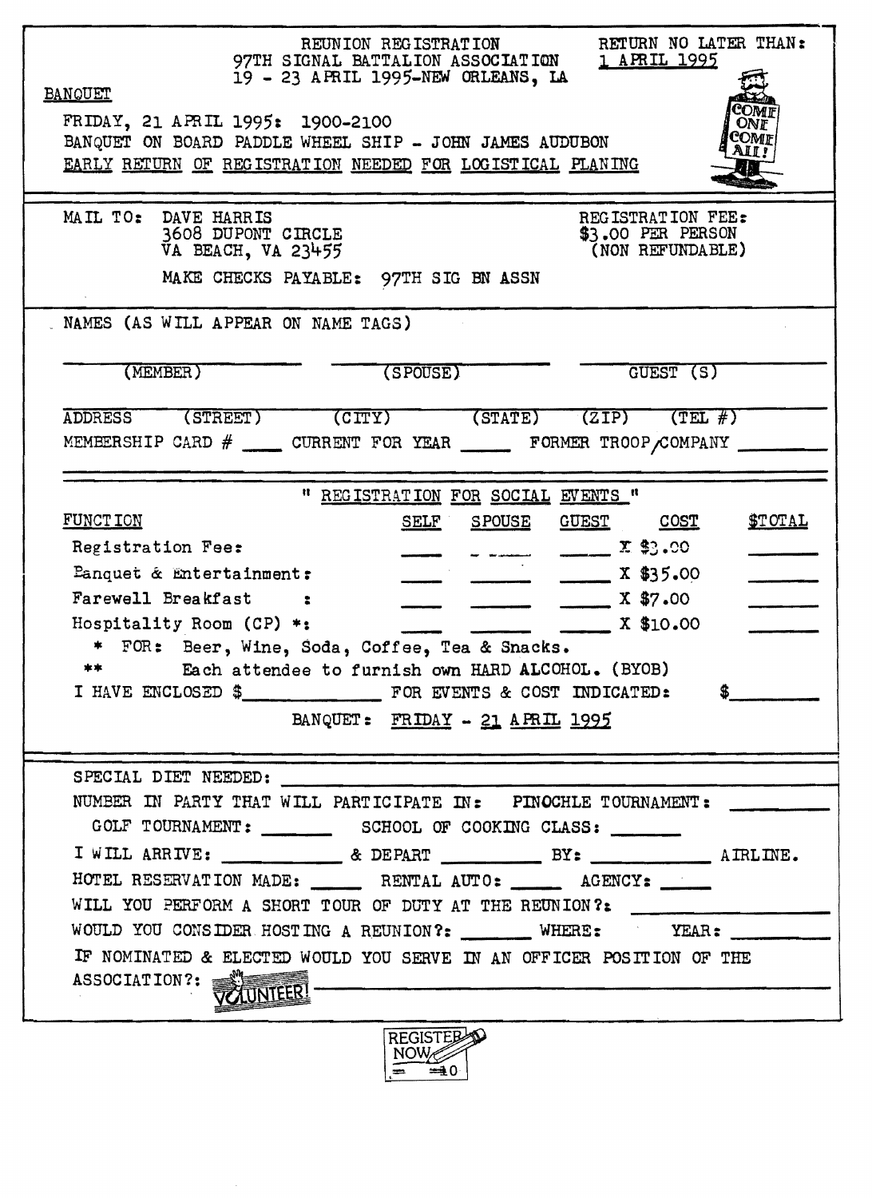REUNION REGISTRATION
97TH SIGNAL BATTALION ASSOCIATION
19 - 23 APRIL 1995-NEW ORLEANS, LA

RETURN NO LATER THAN: 1 APRIL 1995

BANQUET

FRIDAY, 21 APRIL 1995: 1900-2100
BANQUET ON BOARD PADDLE WHEEL SHIP - JOHN JAMES AUDUBON
EARLY RETURN OF REGISTRATION NEEDED FOR LOGISTICAL PLANING

COME ONE COME ALL!

---

MAIL TO: DAVE HARRIS
3608 DUPONT CIRCLE
VA BEACH, VA 23455

REGISTRATION FEE:
$3.00 PER PERSON
(NON REFUNDABLE)

MAKE CHECKS PAYABLE: 97TH SIG BN ASSN

---

NAMES (AS WILL APPEAR ON NAME TAGS)

________________ (MEMBER) ________________ (SPOUSE) ________________ GUEST (S)

ADDRESS (STREET) (CITY) (STATE) (ZIP) (TEL #)

MEMEBERSHIP CARD # ____ CURRENT FOR YEAR _____ FORMER TROOP/COMPANY ________

---

" REGISTRATION FOR SOCIAL EVENTS "

| FUNCTION | SELF | SPOUSE | GUEST | COST | $TOTAL |
|---|---|---|---|---|---|
| Registration Fee: | ____ | ____ | ____ | X $3.00 | ____ |
| Banquet & Entertainment: | ____ | ____ | ____ | X $35.00 | ____ |
| Farewell Breakfast : | ____ | ____ | ____ | X $7.00 | ____ |
| Hospitality Room (CP) *: | ____ | ____ | ____ | X $10.00 | ____ |

\* FOR: Beer, Wine, Soda, Coffee, Tea & Snacks.

\*\* Each attendee to furnish own HARD ALCOHOL. (BYOB)

I HAVE ENCLOSED $____________ FOR EVENTS & COST INDICATED: $________

BANQUET: FRIDAY - 21 APRIL 1995

---

SPECIAL DIET NEEDED: ________________

NUMBER IN PARTY THAT WILL PARTICIPATE IN: PINOCHLE TOURNAMENT: ______

GOLF TOURNAMENT: ______ SCHOOL OF COOKING CLASS: ______

I WILL ARRIVE: __________ & DEPART __________ BY: __________ AIRLINE.

HOTEL RESERVATION MADE: _____ RENTAL AUTO: _____ AGENCY: _____

WILL YOU PERFORM A SHORT TOUR OF DUTY AT THE REUNION?: ____________

WOULD YOU CONSIDER HOSTING A REUNION?: ______ WHERE: YEAR: ______

IF NOMINATED & ELECTED WOULD YOU SERVE IN AN OFFICER POSITION OF THE ASSOCIATION?: VOLUNTEER! ________________

REGISTER NOW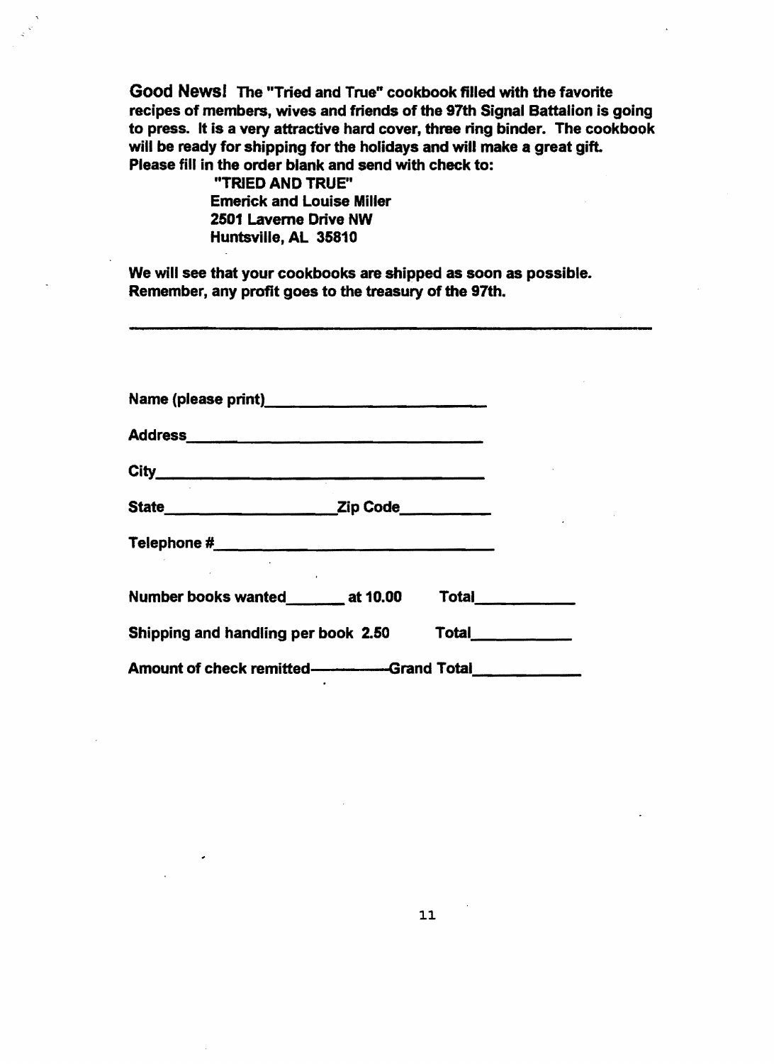**Good News!** **The "Tried and True" cookbook filled with the favorite recipes of members, wives and friends of the 97th Signal Battalion is going to press. It is a very attractive hard cover, three ring binder. The cookbook will be ready for shipping for the holidays and will make a great gift. Please fill in the order blank and send with check to:**

**"TRIED AND TRUE"**
**Emerick and Louise Miller**
**2501 Laverne Drive NW**
**Huntsville, AL 35810**

**We will see that your cookbooks are shipped as soon as possible. Remember, any profit goes to the treasury of the 97th.**

---

**Name (please print)\_\_\_\_\_\_\_\_\_\_\_\_\_\_\_\_\_\_\_\_\_\_\_\_\_\_**

**Address\_\_\_\_\_\_\_\_\_\_\_\_\_\_\_\_\_\_\_\_\_\_\_\_\_\_\_\_\_\_\_\_\_\_\_**

**City\_\_\_\_\_\_\_\_\_\_\_\_\_\_\_\_\_\_\_\_\_\_\_\_\_\_\_\_\_\_\_\_\_\_\_\_\_\_**

**State\_\_\_\_\_\_\_\_\_\_\_\_\_\_\_\_\_\_\_\_Zip Code\_\_\_\_\_\_\_\_\_\_**

**Telephone #\_\_\_\_\_\_\_\_\_\_\_\_\_\_\_\_\_\_\_\_\_\_\_\_\_\_\_\_\_\_\_\_**

**Number books wanted\_\_\_\_\_\_\_ at 10.00 Total\_\_\_\_\_\_\_\_\_\_\_**

**Shipping and handling per book 2.50 Total\_\_\_\_\_\_\_\_\_\_\_**

**Amount of check remitted—————Grand Total\_\_\_\_\_\_\_\_\_\_\_\_**